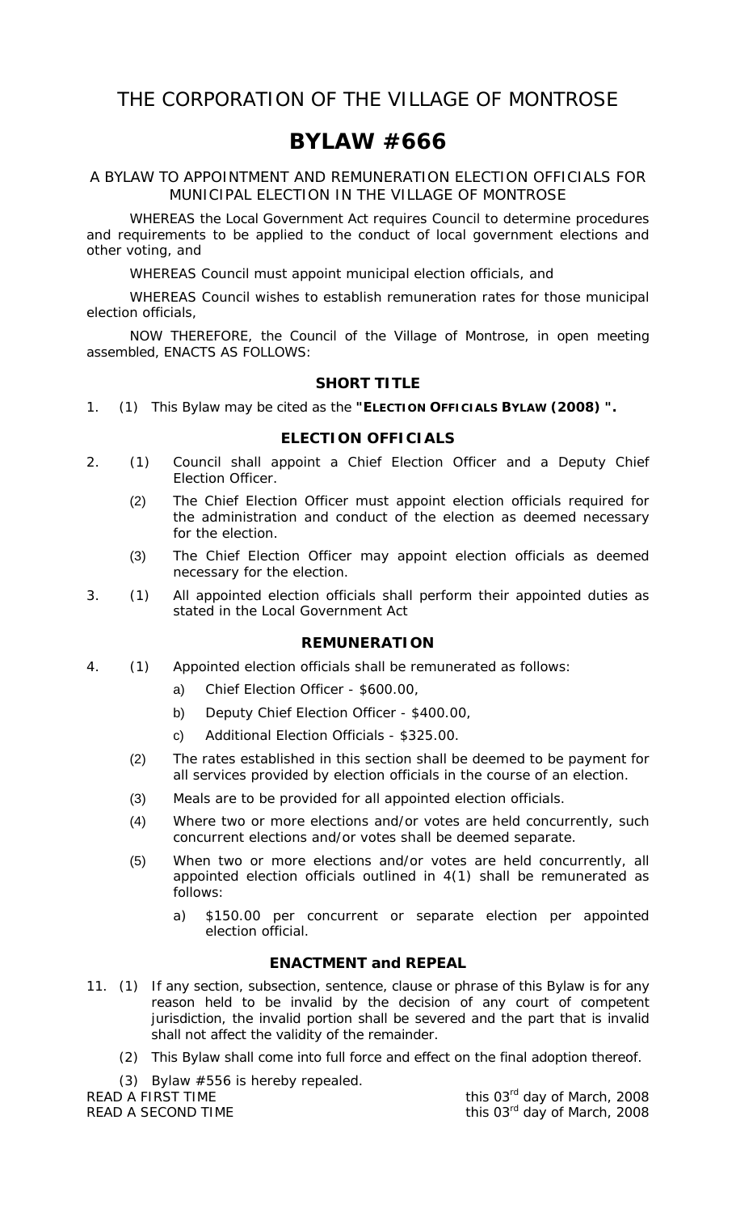# THE CORPORATION OF THE VILLAGE OF MONTROSE

# BYLAW #666

A BYLAW TO APPOINTMENT AND REMUNERATION ELECTION OFFICIALS FOR MUNICIPAL ELECTION IN THE VILLAGE OF MONTROSE

WHEREAS the Local Government Act requires Council to determine procedures and requirements to be applied to the conduct of local government elections and other voting, and

WHEREAS Council must appoint municipal election officials, and

WHEREAS Council wishes to establish remuneration rates for those municipal election officials,

NOW THEREFORE, the Council of the Village of Montrose, in open meeting assembled, ENACTS AS FOLLOWS:

### SHORT TITLE

1. (1) This Bylaw may be cited as the **"ELECTION OFFICIALS BYLAW (2008) ".**

### ELECTION OFFICIALS

2. (1) Council shall appoint a Chief Election Officer and a Deputy Chief Election Officer.

   (2) The Chief Election Officer must appoint election officials required for the administration and conduct of the election as deemed necessary for the election.

   (3) The Chief Election Officer may appoint election officials as deemed necessary for the election.

3. (1) All appointed election officials shall perform their appointed duties as stated in the Local Government Act

### REMUNERATION

4. (1) Appointed election officials shall be remunerated as follows:

   a) Chief Election Officer - $600.00,

   b) Deputy Chief Election Officer - $400.00,

   c) Additional Election Officials - $325.00.

   (2) The rates established in this section shall be deemed to be payment for all services provided by election officials in the course of an election.

   (3) Meals are to be provided for all appointed election officials.

   (4) Where two or more elections and/or votes are held concurrently, such concurrent elections and/or votes shall be deemed separate.

   (5) When two or more elections and/or votes are held concurrently, all appointed election officials outlined in 4(1) shall be remunerated as follows:

   a) $150.00 per concurrent or separate election per appointed election official.

### ENACTMENT and REPEAL

11. (1) If any section, subsection, sentence, clause or phrase of this Bylaw is for any reason held to be invalid by the decision of any court of competent jurisdiction, the invalid portion shall be severed and the part that is invalid shall not affect the validity of the remainder.

   (2) This Bylaw shall come into full force and effect on the final adoption thereof.

   (3) Bylaw #556 is hereby repealed.

READ A FIRST TIME this 03rd day of March, 2008

READ A SECOND TIME this 03rd day of March, 2008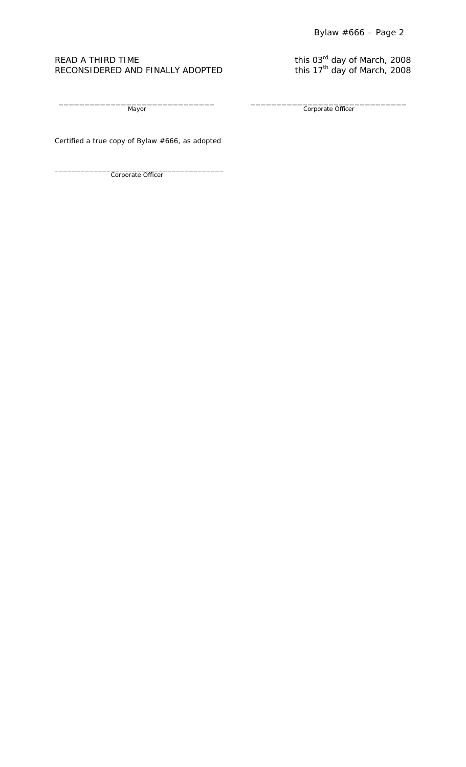READ A THIRD TIME this 03rd day of March, 2008

RECONSIDERED AND FINALLY ADOPTED this 17th day of March, 2008

______________________________ Mayor

______________________________ Corporate Officer

Certified a true copy of Bylaw #666, as adopted

______________________________________ Corporate Officer